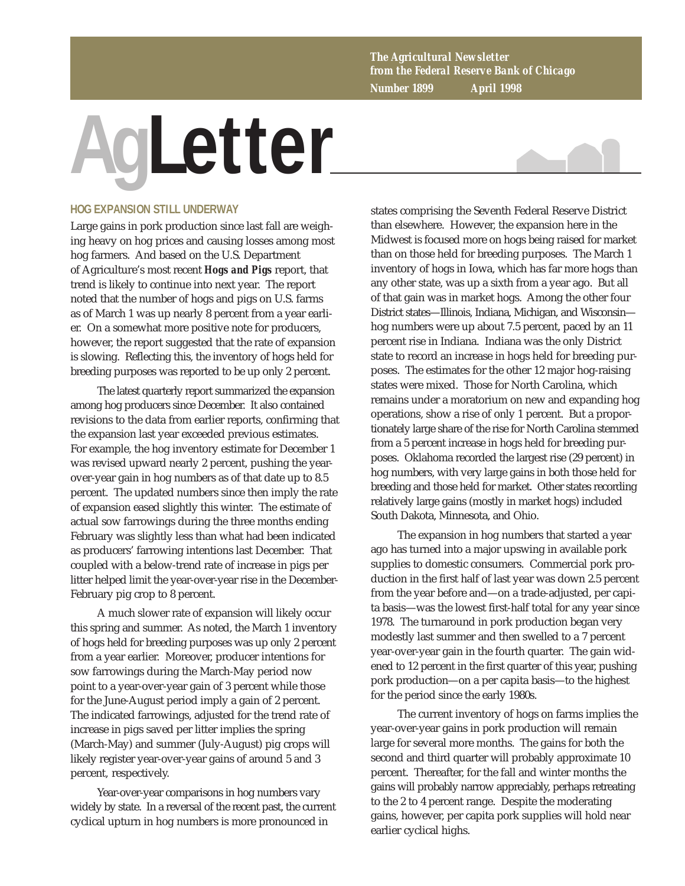The Agricultural Newsletter
from the Federal Reserve Bank of Chicago
Number 1899 April 1998

# AgLetter

## HOG EXPANSION STILL UNDERWAY

Large gains in pork production since last fall are weighing heavy on hog prices and causing losses among most hog farmers. And based on the U.S. Department of Agriculture's most recent ***Hogs and Pigs*** report, that trend is likely to continue into next year. The report noted that the number of hogs and pigs on U.S. farms as of March 1 was up nearly 8 percent from a year earlier. On a somewhat more positive note for producers, however, the report suggested that the rate of expansion is slowing. Reflecting this, the inventory of hogs held for breeding purposes was reported to be up only 2 percent.

The latest quarterly report summarized the expansion among hog producers since December. It also contained revisions to the data from earlier reports, confirming that the expansion last year exceeded previous estimates. For example, the hog inventory estimate for December 1 was revised upward nearly 2 percent, pushing the year-over-year gain in hog numbers as of that date up to 8.5 percent. The updated numbers since then imply the rate of expansion eased slightly this winter. The estimate of actual sow farrowings during the three months ending February was slightly less than what had been indicated as producers' farrowing intentions last December. That coupled with a below-trend rate of increase in pigs per litter helped limit the year-over-year rise in the December-February pig crop to 8 percent.

A much slower rate of expansion will likely occur this spring and summer. As noted, the March 1 inventory of hogs held for breeding purposes was up only 2 percent from a year earlier. Moreover, producer intentions for sow farrowings during the March-May period now point to a year-over-year gain of 3 percent while those for the June-August period imply a gain of 2 percent. The indicated farrowings, adjusted for the trend rate of increase in pigs saved per litter implies the spring (March-May) and summer (July-August) pig crops will likely register year-over-year gains of around 5 and 3 percent, respectively.

Year-over-year comparisons in hog numbers vary widely by state. In a reversal of the recent past, the current cyclical upturn in hog numbers is more pronounced in states comprising the Seventh Federal Reserve District than elsewhere. However, the expansion here in the Midwest is focused more on hogs being raised for market than on those held for breeding purposes. The March 1 inventory of hogs in Iowa, which has far more hogs than any other state, was up a sixth from a year ago. But all of that gain was in market hogs. Among the other four District states—Illinois, Indiana, Michigan, and Wisconsin—hog numbers were up about 7.5 percent, paced by an 11 percent rise in Indiana. Indiana was the only District state to record an increase in hogs held for breeding purposes. The estimates for the other 12 major hog-raising states were mixed. Those for North Carolina, which remains under a moratorium on new and expanding hog operations, show a rise of only 1 percent. But a proportionately large share of the rise for North Carolina stemmed from a 5 percent increase in hogs held for breeding purposes. Oklahoma recorded the largest rise (29 percent) in hog numbers, with very large gains in both those held for breeding and those held for market. Other states recording relatively large gains (mostly in market hogs) included South Dakota, Minnesota, and Ohio.

The expansion in hog numbers that started a year ago has turned into a major upswing in available pork supplies to domestic consumers. Commercial pork production in the first half of last year was down 2.5 percent from the year before and—on a trade-adjusted, per capita basis—was the lowest first-half total for any year since 1978. The turnaround in pork production began very modestly last summer and then swelled to a 7 percent year-over-year gain in the fourth quarter. The gain widened to 12 percent in the first quarter of this year, pushing pork production—on a per capita basis—to the highest for the period since the early 1980s.

The current inventory of hogs on farms implies the year-over-year gains in pork production will remain large for several more months. The gains for both the second and third quarter will probably approximate 10 percent. Thereafter, for the fall and winter months the gains will probably narrow appreciably, perhaps retreating to the 2 to 4 percent range. Despite the moderating gains, however, per capita pork supplies will hold near earlier cyclical highs.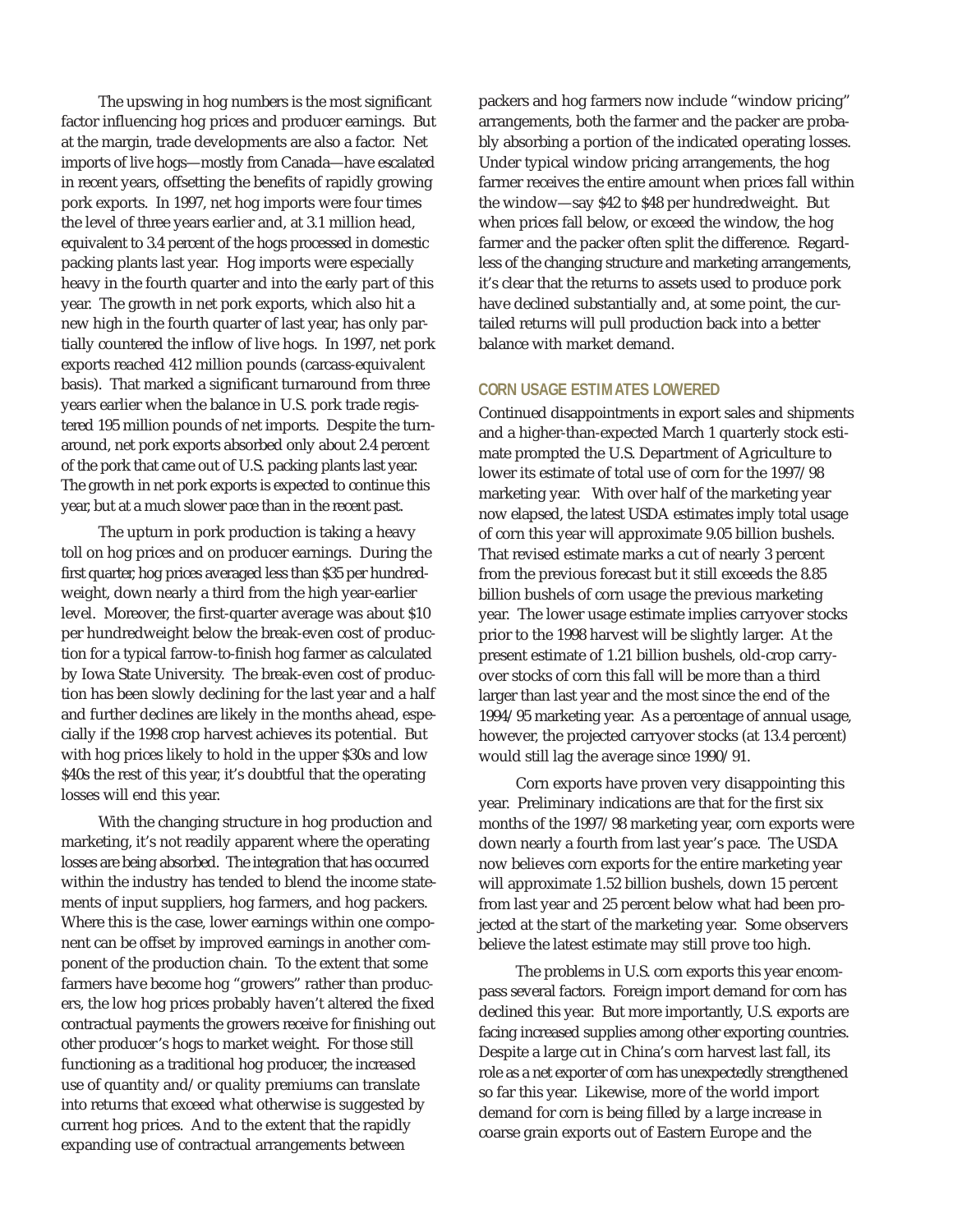The upswing in hog numbers is the most significant factor influencing hog prices and producer earnings. But at the margin, trade developments are also a factor. Net imports of live hogs—mostly from Canada—have escalated in recent years, offsetting the benefits of rapidly growing pork exports. In 1997, net hog imports were four times the level of three years earlier and, at 3.1 million head, equivalent to 3.4 percent of the hogs processed in domestic packing plants last year. Hog imports were especially heavy in the fourth quarter and into the early part of this year. The growth in net pork exports, which also hit a new high in the fourth quarter of last year, has only partially countered the inflow of live hogs. In 1997, net pork exports reached 412 million pounds (carcass-equivalent basis). That marked a significant turnaround from three years earlier when the balance in U.S. pork trade registered 195 million pounds of net imports. Despite the turnaround, net pork exports absorbed only about 2.4 percent of the pork that came out of U.S. packing plants last year. The growth in net pork exports is expected to continue this year, but at a much slower pace than in the recent past.

The upturn in pork production is taking a heavy toll on hog prices and on producer earnings. During the first quarter, hog prices averaged less than $35 per hundredweight, down nearly a third from the high year-earlier level. Moreover, the first-quarter average was about $10 per hundredweight below the break-even cost of production for a typical farrow-to-finish hog farmer as calculated by Iowa State University. The break-even cost of production has been slowly declining for the last year and a half and further declines are likely in the months ahead, especially if the 1998 crop harvest achieves its potential. But with hog prices likely to hold in the upper $30s and low $40s the rest of this year, it's doubtful that the operating losses will end this year.

With the changing structure in hog production and marketing, it's not readily apparent where the operating losses are being absorbed. The integration that has occurred within the industry has tended to blend the income statements of input suppliers, hog farmers, and hog packers. Where this is the case, lower earnings within one component can be offset by improved earnings in another component of the production chain. To the extent that some farmers have become hog "growers" rather than producers, the low hog prices probably haven't altered the fixed contractual payments the growers receive for finishing out other producer's hogs to market weight. For those still functioning as a traditional hog producer, the increased use of quantity and/or quality premiums can translate into returns that exceed what otherwise is suggested by current hog prices. And to the extent that the rapidly expanding use of contractual arrangements between packers and hog farmers now include "window pricing" arrangements, both the farmer and the packer are probably absorbing a portion of the indicated operating losses. Under typical window pricing arrangements, the hog farmer receives the entire amount when prices fall within the window—say $42 to $48 per hundredweight. But when prices fall below, or exceed the window, the hog farmer and the packer often split the difference. Regardless of the changing structure and marketing arrangements, it's clear that the returns to assets used to produce pork have declined substantially and, at some point, the curtailed returns will pull production back into a better balance with market demand.

## CORN USAGE ESTIMATES LOWERED

Continued disappointments in export sales and shipments and a higher-than-expected March 1 quarterly stock estimate prompted the U.S. Department of Agriculture to lower its estimate of total use of corn for the 1997/98 marketing year. With over half of the marketing year now elapsed, the latest USDA estimates imply total usage of corn this year will approximate 9.05 billion bushels. That revised estimate marks a cut of nearly 3 percent from the previous forecast but it still exceeds the 8.85 billion bushels of corn usage the previous marketing year. The lower usage estimate implies carryover stocks prior to the 1998 harvest will be slightly larger. At the present estimate of 1.21 billion bushels, old-crop carryover stocks of corn this fall will be more than a third larger than last year and the most since the end of the 1994/95 marketing year. As a percentage of annual usage, however, the projected carryover stocks (at 13.4 percent) would still lag the average since 1990/91.

Corn exports have proven very disappointing this year. Preliminary indications are that for the first six months of the 1997/98 marketing year, corn exports were down nearly a fourth from last year's pace. The USDA now believes corn exports for the entire marketing year will approximate 1.52 billion bushels, down 15 percent from last year and 25 percent below what had been projected at the start of the marketing year. Some observers believe the latest estimate may still prove too high.

The problems in U.S. corn exports this year encompass several factors. Foreign import demand for corn has declined this year. But more importantly, U.S. exports are facing increased supplies among other exporting countries. Despite a large cut in China's corn harvest last fall, its role as a net exporter of corn has unexpectedly strengthened so far this year. Likewise, more of the world import demand for corn is being filled by a large increase in coarse grain exports out of Eastern Europe and the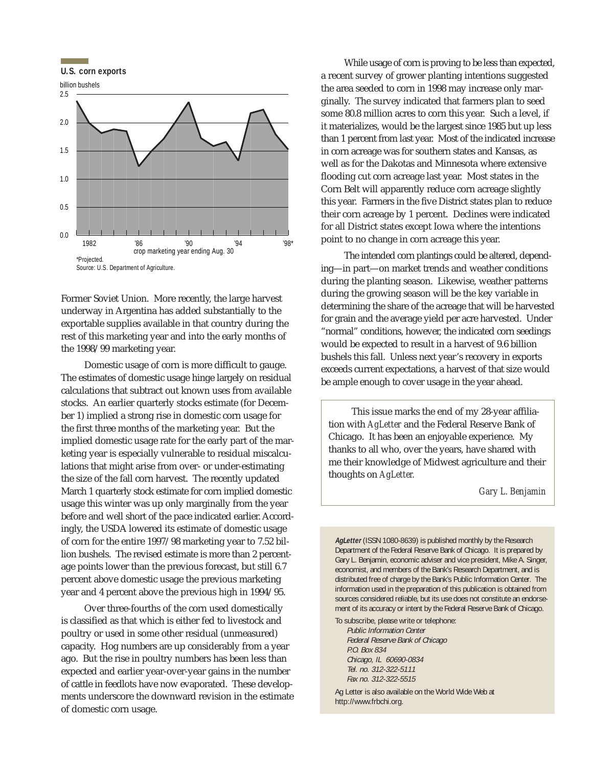**U.S. corn exports**

billion bushels

*Projected.

Source: U.S. Department of Agriculture.

Former Soviet Union. More recently, the large harvest underway in Argentina has added substantially to the exportable supplies available in that country during the rest of this marketing year and into the early months of the 1998/99 marketing year.

Domestic usage of corn is more difficult to gauge. The estimates of domestic usage hinge largely on residual calculations that subtract out known uses from available stocks. An earlier quarterly stocks estimate (for December 1) implied a strong rise in domestic corn usage for the first three months of the marketing year. But the implied domestic usage rate for the early part of the marketing year is especially vulnerable to residual miscalculations that might arise from over- or under-estimating the size of the fall corn harvest. The recently updated March 1 quarterly stock estimate for corn implied domestic usage this winter was up only marginally from the year before and well short of the pace indicated earlier. Accordingly, the USDA lowered its estimate of domestic usage of corn for the entire 1997/98 marketing year to 7.52 billion bushels. The revised estimate is more than 2 percentage points lower than the previous forecast, but still 6.7 percent above domestic usage the previous marketing year and 4 percent above the previous high in 1994/95.

Over three-fourths of the corn used domestically is classified as that which is either fed to livestock and poultry or used in some other residual (unmeasured) capacity. Hog numbers are up considerably from a year ago. But the rise in poultry numbers has been less than expected and earlier year-over-year gains in the number of cattle in feedlots have now evaporated. These developments underscore the downward revision in the estimate of domestic corn usage.

While usage of corn is proving to be less than expected, a recent survey of grower planting intentions suggested the area seeded to corn in 1998 may increase only marginally. The survey indicated that farmers plan to seed some 80.8 million acres to corn this year. Such a level, if it materializes, would be the largest since 1985 but up less than 1 percent from last year. Most of the indicated increase in corn acreage was for southern states and Kansas, as well as for the Dakotas and Minnesota where extensive flooding cut corn acreage last year. Most states in the Corn Belt will apparently reduce corn acreage slightly this year. Farmers in the five District states plan to reduce their corn acreage by 1 percent. Declines were indicated for all District states except Iowa where the intentions point to no change in corn acreage this year.

The intended corn plantings could be altered, depending—in part—on market trends and weather conditions during the planting season. Likewise, weather patterns during the growing season will be the key variable in determining the share of the acreage that will be harvested for grain and the average yield per acre harvested. Under "normal" conditions, however, the indicated corn seedings would be expected to result in a harvest of 9.6 billion bushels this fall. Unless next year's recovery in exports exceeds current expectations, a harvest of that size would be ample enough to cover usage in the year ahead.

This issue marks the end of my 28-year affiliation with *AgLetter* and the Federal Reserve Bank of Chicago. It has been an enjoyable experience. My thanks to all who, over the years, have shared with me their knowledge of Midwest agriculture and their thoughts on *AgLetter.*

*Gary L. Benjamin*

***AgLetter*** (ISSN 1080-8639) is published monthly by the Research Department of the Federal Reserve Bank of Chicago. It is prepared by Gary L. Benjamin, economic adviser and vice president, Mike A. Singer, economist, and members of the Bank's Research Department, and is distributed free of charge by the Bank's Public Information Center. The information used in the preparation of this publication is obtained from sources considered reliable, but its use does not constitute an endorsement of its accuracy or intent by the Federal Reserve Bank of Chicago.

To subscribe, please write or telephone:

*Public Information Center*
*Federal Reserve Bank of Chicago*
*P.O. Box 834*
*Chicago, IL 60690-0834*
*Tel. no. 312-322-5111*
*Fax no. 312-322-5515*

Ag Letter is also available on the World Wide Web at http://www.frbchi.org.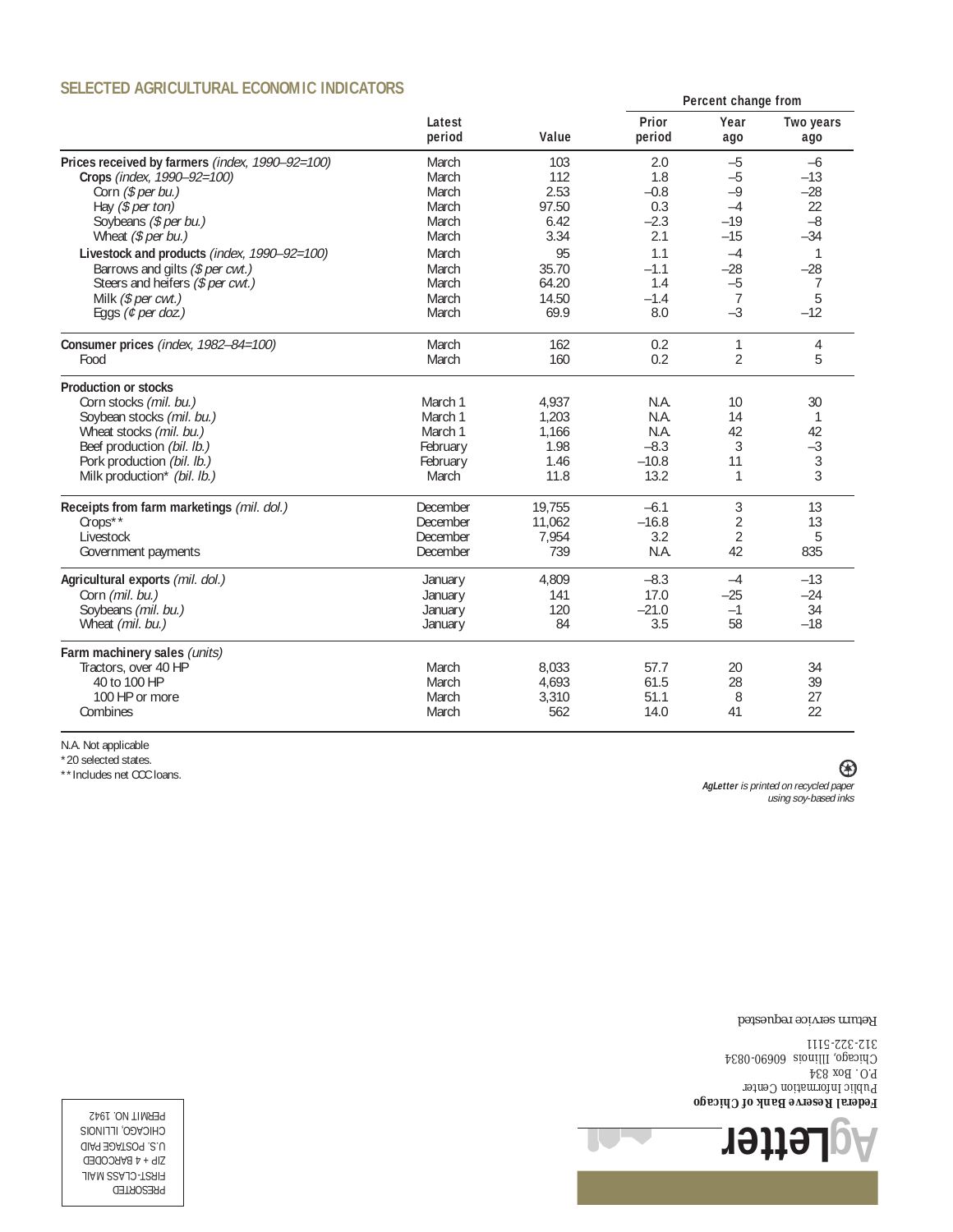## SELECTED AGRICULTURAL ECONOMIC INDICATORS

| | Latest period | Value | Percent change from Prior period | Year ago | Two years ago |
|---|---|---|---|---|---|
| **Prices received by farmers** *(index, 1990–92=100)* | March | 103 | 2.0 | –5 | –6 |
| **Crops** *(index, 1990–92=100)* | March | 112 | 1.8 | –5 | –13 |
| Corn *($ per bu.)* | March | 2.53 | –0.8 | –9 | –28 |
| Hay *($ per ton)* | March | 97.50 | 0.3 | –4 | 22 |
| Soybeans *($ per bu.)* | March | 6.42 | –2.3 | –19 | –8 |
| Wheat *($ per bu.)* | March | 3.34 | 2.1 | –15 | –34 |
| **Livestock and products** *(index, 1990–92=100)* | March | 95 | 1.1 | –4 | 1 |
| Barrows and gilts *($ per cwt.)* | March | 35.70 | –1.1 | –28 | –28 |
| Steers and heifers *($ per cwt.)* | March | 64.20 | 1.4 | –5 | 7 |
| Milk *($ per cwt.)* | March | 14.50 | –1.4 | 7 | 5 |
| Eggs *(¢ per doz.)* | March | 69.9 | 8.0 | –3 | –12 |
| **Consumer prices** *(index, 1982–84=100)* | March | 162 | 0.2 | 1 | 4 |
| Food | March | 160 | 0.2 | 2 | 5 |
| **Production or stocks** | | | | | |
| Corn stocks *(mil. bu.)* | March 1 | 4,937 | N.A. | 10 | 30 |
| Soybean stocks *(mil. bu.)* | March 1 | 1,203 | N.A. | 14 | 1 |
| Wheat stocks *(mil. bu.)* | March 1 | 1,166 | N.A. | 42 | 42 |
| Beef production *(bil. lb.)* | February | 1.98 | –8.3 | 3 | –3 |
| Pork production *(bil. lb.)* | February | 1.46 | –10.8 | 11 | 3 |
| Milk production* *(bil. lb.)* | March | 11.8 | 13.2 | 1 | 3 |
| **Receipts from farm marketings** *(mil. dol.)* | December | 19,755 | –6.1 | 3 | 13 |
| Crops** | December | 11,062 | –16.8 | 2 | 13 |
| Livestock | December | 7,954 | 3.2 | 2 | 5 |
| Government payments | December | 739 | N.A. | 42 | 835 |
| **Agricultural exports** *(mil. dol.)* | January | 4,809 | –8.3 | –4 | –13 |
| Corn *(mil. bu.)* | January | 141 | 17.0 | –25 | –24 |
| Soybeans *(mil. bu.)* | January | 120 | –21.0 | –1 | 34 |
| Wheat *(mil. bu.)* | January | 84 | 3.5 | 58 | –18 |
| **Farm machinery sales** *(units)* | | | | | |
| Tractors, over 40 HP | March | 8,033 | 57.7 | 20 | 34 |
| 40 to 100 HP | March | 4,693 | 61.5 | 28 | 39 |
| 100 HP or more | March | 3,310 | 51.1 | 8 | 27 |
| Combines | March | 562 | 14.0 | 41 | 22 |

N.A. Not applicable
*20 selected states.
**Includes net CCC loans.

***AgLetter*** *is printed on recycled paper using soy-based inks*

**AgLetter**

**Federal Reserve Bank of Chicago**
Public Information Center
P.O. Box 834
Chicago, Illinois 60690-0834
312-322-5111

Return service requested

PRESORTED
FIRST-CLASS MAIL
ZIP + 4 BARCODED
U.S. POSTAGE PAID
CHICAGO, ILLINOIS
PERMIT NO. 1942